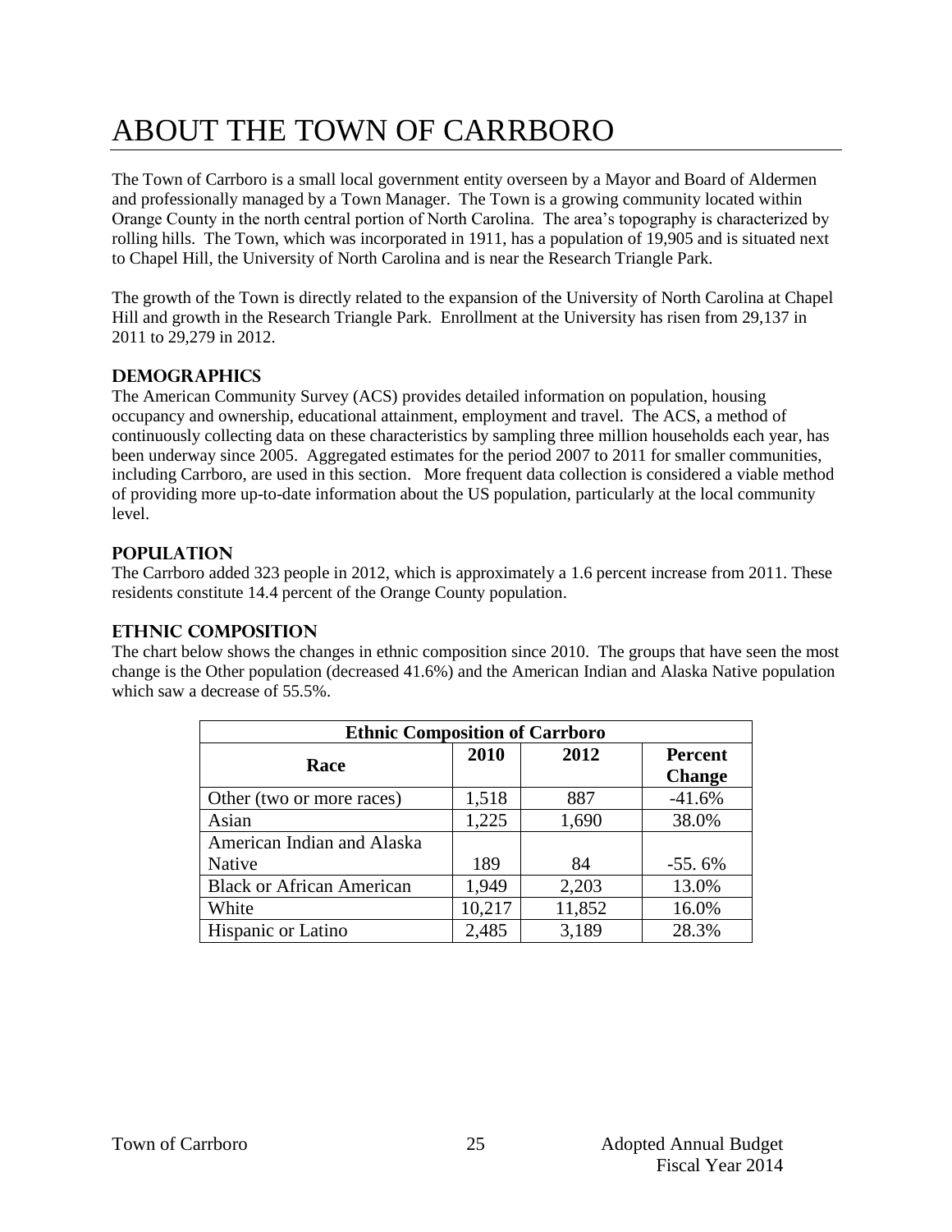# ABOUT THE TOWN OF CARRBORO

The Town of Carrboro is a small local government entity overseen by a Mayor and Board of Aldermen and professionally managed by a Town Manager. The Town is a growing community located within Orange County in the north central portion of North Carolina. The area's topography is characterized by rolling hills. The Town, which was incorporated in 1911, has a population of 19,905 and is situated next to Chapel Hill, the University of North Carolina and is near the Research Triangle Park.

The growth of the Town is directly related to the expansion of the University of North Carolina at Chapel Hill and growth in the Research Triangle Park. Enrollment at the University has risen from 29,137 in 2011 to 29,279 in 2012.

## DEMOGRAPHICS

The American Community Survey (ACS) provides detailed information on population, housing occupancy and ownership, educational attainment, employment and travel. The ACS, a method of continuously collecting data on these characteristics by sampling three million households each year, has been underway since 2005. Aggregated estimates for the period 2007 to 2011 for smaller communities, including Carrboro, are used in this section. More frequent data collection is considered a viable method of providing more up-to-date information about the US population, particularly at the local community level.

## POPULATION

The Carrboro added 323 people in 2012, which is approximately a 1.6 percent increase from 2011. These residents constitute 14.4 percent of the Orange County population.

## ETHNIC COMPOSITION

The chart below shows the changes in ethnic composition since 2010. The groups that have seen the most change is the Other population (decreased 41.6%) and the American Indian and Alaska Native population which saw a decrease of 55.5%.

| Ethnic Composition of Carrboro | | | |
|---|---|---|---|
| **Race** | **2010** | **2012** | **Percent Change** |
| Other (two or more races) | 1,518 | 887 | -41.6% |
| Asian | 1,225 | 1,690 | 38.0% |
| American Indian and Alaska Native | 189 | 84 | -55. 6% |
| Black or African American | 1,949 | 2,203 | 13.0% |
| White | 10,217 | 11,852 | 16.0% |
| Hispanic or Latino | 2,485 | 3,189 | 28.3% |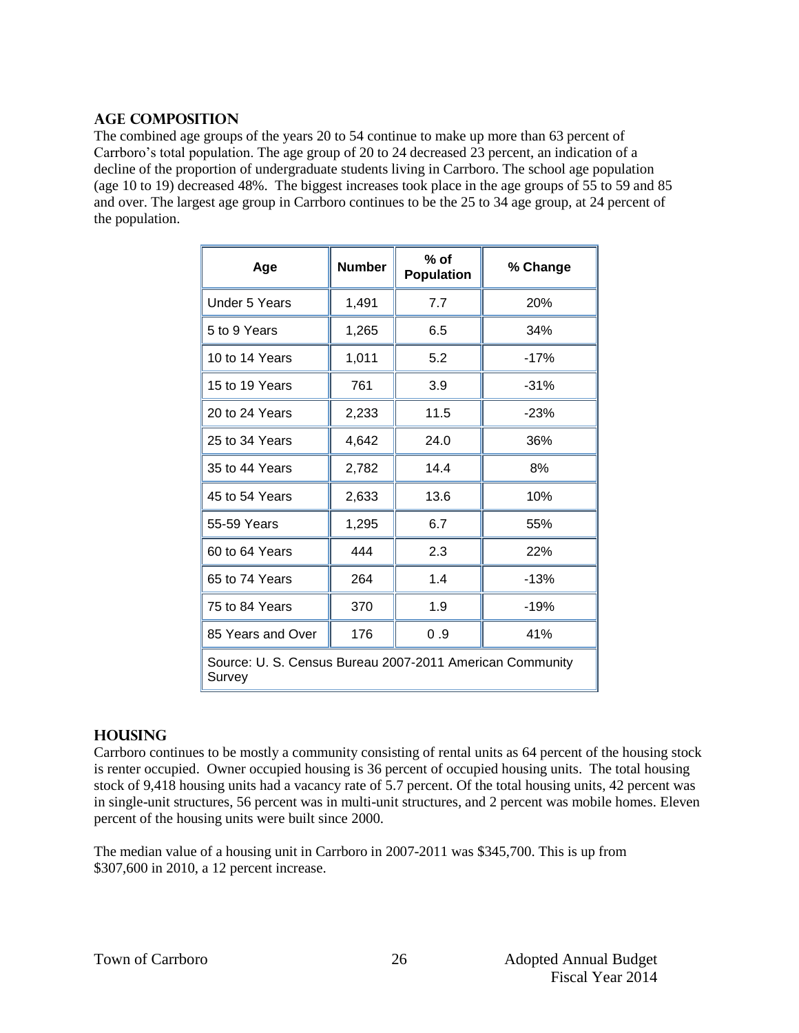## AGE COMPOSITION

The combined age groups of the years 20 to 54 continue to make up more than 63 percent of Carrboro's total population. The age group of 20 to 24 decreased 23 percent, an indication of a decline of the proportion of undergraduate students living in Carrboro. The school age population (age 10 to 19) decreased 48%. The biggest increases took place in the age groups of 55 to 59 and 85 and over. The largest age group in Carrboro continues to be the 25 to 34 age group, at 24 percent of the population.

| Age | Number | % of Population | % Change |
|---|---|---|---|
| Under 5 Years | 1,491 | 7.7 | 20% |
| 5 to 9 Years | 1,265 | 6.5 | 34% |
| 10 to 14 Years | 1,011 | 5.2 | -17% |
| 15 to 19 Years | 761 | 3.9 | -31% |
| 20 to 24 Years | 2,233 | 11.5 | -23% |
| 25 to 34 Years | 4,642 | 24.0 | 36% |
| 35 to 44 Years | 2,782 | 14.4 | 8% |
| 45 to 54 Years | 2,633 | 13.6 | 10% |
| 55-59 Years | 1,295 | 6.7 | 55% |
| 60 to 64 Years | 444 | 2.3 | 22% |
| 65 to 74 Years | 264 | 1.4 | -13% |
| 75 to 84 Years | 370 | 1.9 | -19% |
| 85 Years and Over | 176 | 0 .9 | 41% |
| Source: U. S. Census Bureau 2007-2011 American Community Survey | | | |

## HOUSING

Carrboro continues to be mostly a community consisting of rental units as 64 percent of the housing stock is renter occupied. Owner occupied housing is 36 percent of occupied housing units. The total housing stock of 9,418 housing units had a vacancy rate of 5.7 percent. Of the total housing units, 42 percent was in single-unit structures, 56 percent was in multi-unit structures, and 2 percent was mobile homes. Eleven percent of the housing units were built since 2000.

The median value of a housing unit in Carrboro in 2007-2011 was $345,700. This is up from $307,600 in 2010, a 12 percent increase.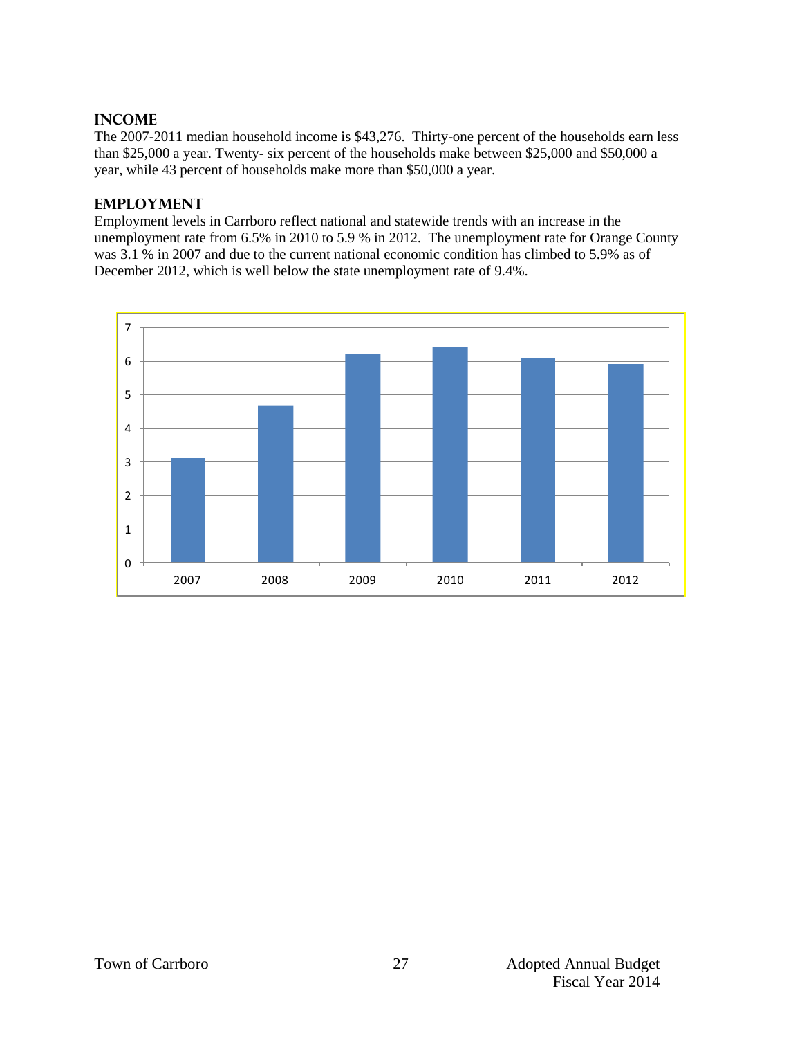## INCOME

The 2007-2011 median household income is $43,276. Thirty-one percent of the households earn less than $25,000 a year. Twenty- six percent of the households make between $25,000 and $50,000 a year, while 43 percent of households make more than $50,000 a year.

## EMPLOYMENT

Employment levels in Carrboro reflect national and statewide trends with an increase in the unemployment rate from 6.5% in 2010 to 5.9 % in 2012. The unemployment rate for Orange County was 3.1 % in 2007 and due to the current national economic condition has climbed to 5.9% as of December 2012, which is well below the state unemployment rate of 9.4%.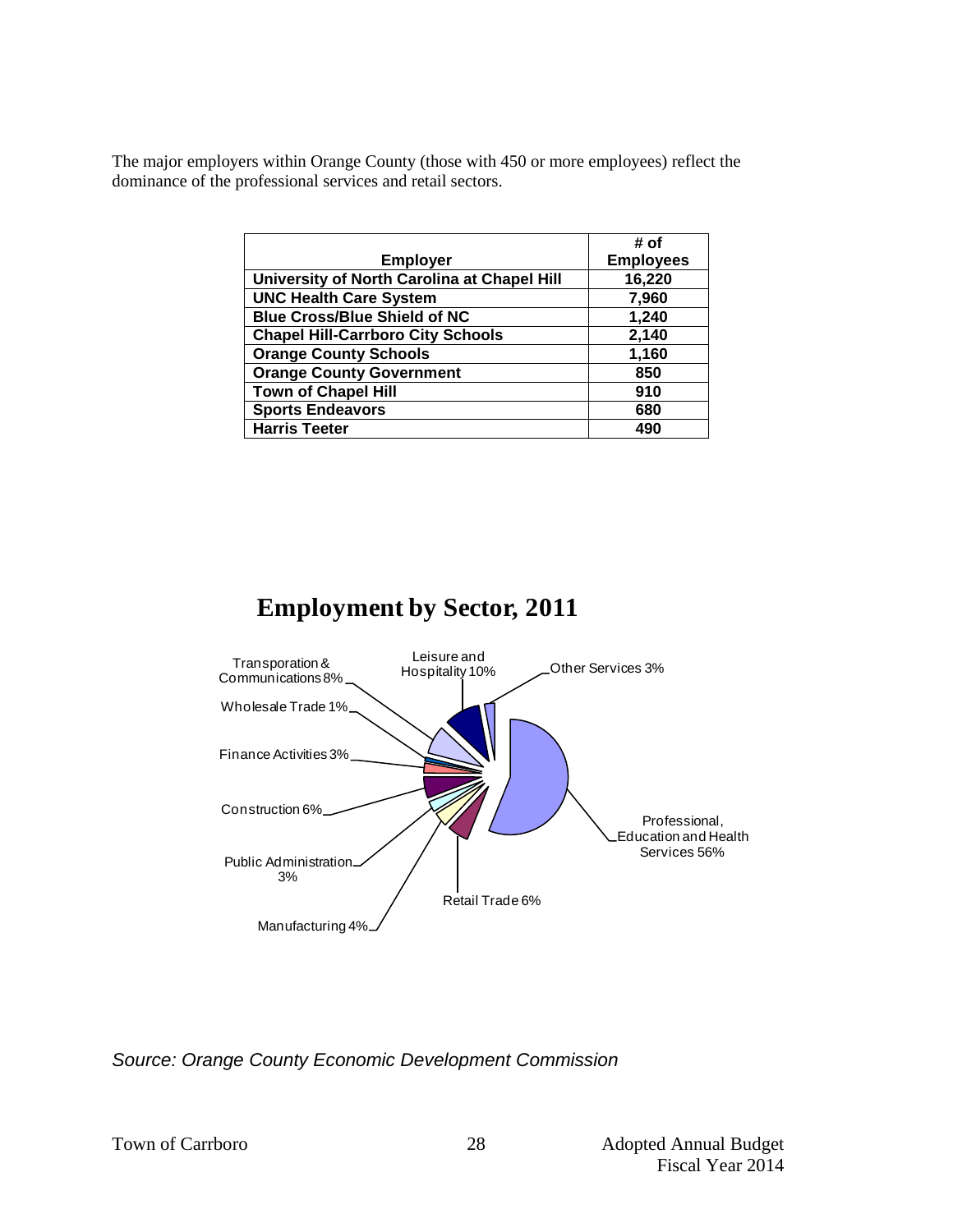The major employers within Orange County (those with 450 or more employees) reflect the dominance of the professional services and retail sectors.

| Employer | # of Employees |
| --- | --- |
| University of North Carolina at Chapel Hill | 16,220 |
| UNC Health Care System | 7,960 |
| Blue Cross/Blue Shield of NC | 1,240 |
| Chapel Hill-Carrboro City Schools | 2,140 |
| Orange County Schools | 1,160 |
| Orange County Government | 850 |
| Town of Chapel Hill | 910 |
| Sports Endeavors | 680 |
| Harris Teeter | 490 |

## Employment by Sector, 2011

- Professional, Education and Health Services 56%
- Leisure and Hospitality 10%
- Transporation & Communications 8%
- Construction 6%
- Retail Trade 6%
- Manufacturing 4%
- Other Services 3%
- Finance Activities 3%
- Public Administration 3%
- Wholesale Trade 1%

*Source: Orange County Economic Development Commission*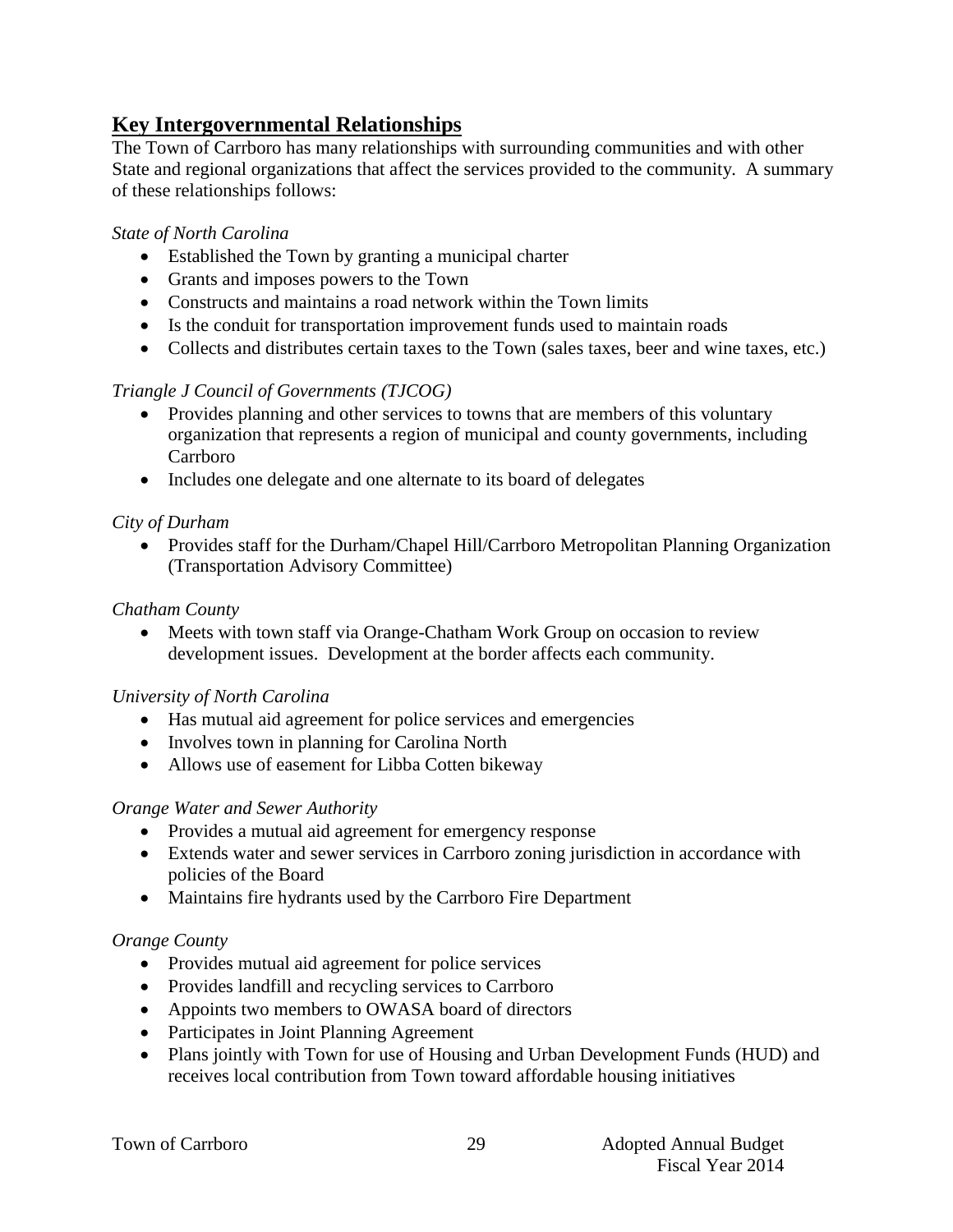## Key Intergovernmental Relationships

The Town of Carrboro has many relationships with surrounding communities and with other State and regional organizations that affect the services provided to the community. A summary of these relationships follows:

*State of North Carolina*

- Established the Town by granting a municipal charter
- Grants and imposes powers to the Town
- Constructs and maintains a road network within the Town limits
- Is the conduit for transportation improvement funds used to maintain roads
- Collects and distributes certain taxes to the Town (sales taxes, beer and wine taxes, etc.)

*Triangle J Council of Governments (TJCOG)*

- Provides planning and other services to towns that are members of this voluntary organization that represents a region of municipal and county governments, including Carrboro
- Includes one delegate and one alternate to its board of delegates

*City of Durham*

- Provides staff for the Durham/Chapel Hill/Carrboro Metropolitan Planning Organization (Transportation Advisory Committee)

*Chatham County*

- Meets with town staff via Orange-Chatham Work Group on occasion to review development issues. Development at the border affects each community.

*University of North Carolina*

- Has mutual aid agreement for police services and emergencies
- Involves town in planning for Carolina North
- Allows use of easement for Libba Cotten bikeway

*Orange Water and Sewer Authority*

- Provides a mutual aid agreement for emergency response
- Extends water and sewer services in Carrboro zoning jurisdiction in accordance with policies of the Board
- Maintains fire hydrants used by the Carrboro Fire Department

*Orange County*

- Provides mutual aid agreement for police services
- Provides landfill and recycling services to Carrboro
- Appoints two members to OWASA board of directors
- Participates in Joint Planning Agreement
- Plans jointly with Town for use of Housing and Urban Development Funds (HUD) and receives local contribution from Town toward affordable housing initiatives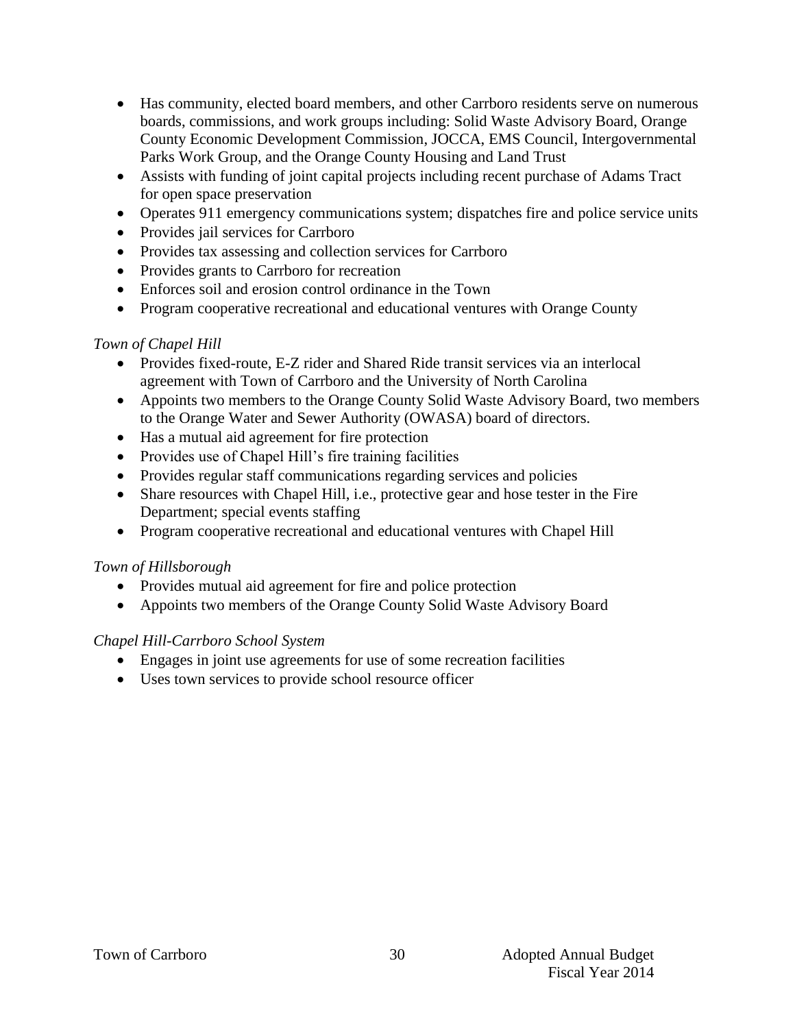- Has community, elected board members, and other Carrboro residents serve on numerous boards, commissions, and work groups including: Solid Waste Advisory Board, Orange County Economic Development Commission, JOCCA, EMS Council, Intergovernmental Parks Work Group, and the Orange County Housing and Land Trust
- Assists with funding of joint capital projects including recent purchase of Adams Tract for open space preservation
- Operates 911 emergency communications system; dispatches fire and police service units
- Provides jail services for Carrboro
- Provides tax assessing and collection services for Carrboro
- Provides grants to Carrboro for recreation
- Enforces soil and erosion control ordinance in the Town
- Program cooperative recreational and educational ventures with Orange County

*Town of Chapel Hill*

- Provides fixed-route, E-Z rider and Shared Ride transit services via an interlocal agreement with Town of Carrboro and the University of North Carolina
- Appoints two members to the Orange County Solid Waste Advisory Board, two members to the Orange Water and Sewer Authority (OWASA) board of directors.
- Has a mutual aid agreement for fire protection
- Provides use of Chapel Hill's fire training facilities
- Provides regular staff communications regarding services and policies
- Share resources with Chapel Hill, i.e., protective gear and hose tester in the Fire Department; special events staffing
- Program cooperative recreational and educational ventures with Chapel Hill

*Town of Hillsborough*

- Provides mutual aid agreement for fire and police protection
- Appoints two members of the Orange County Solid Waste Advisory Board

*Chapel Hill-Carrboro School System*

- Engages in joint use agreements for use of some recreation facilities
- Uses town services to provide school resource officer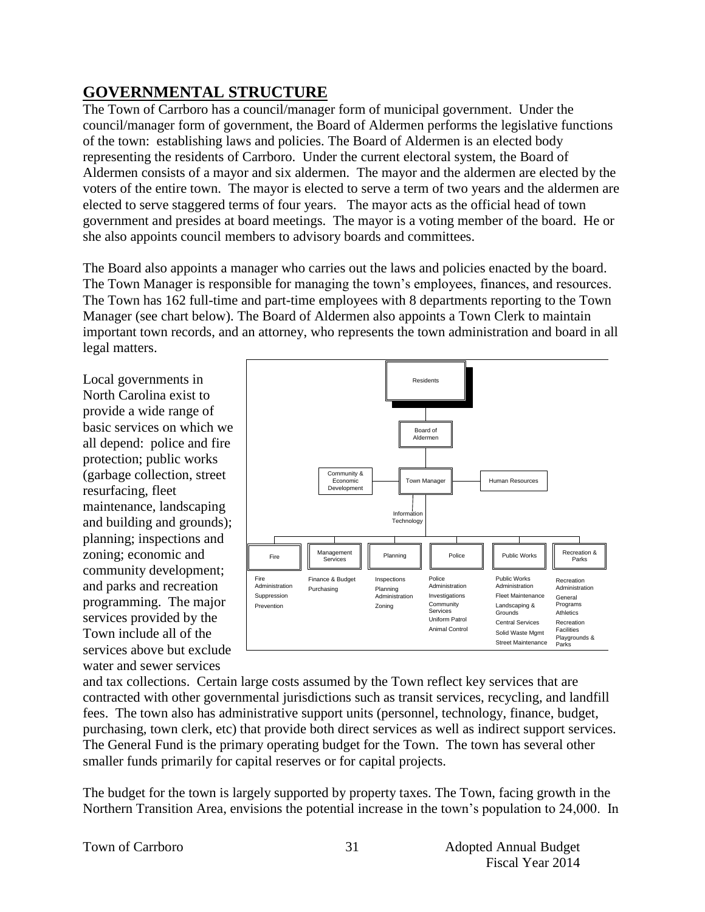## GOVERNMENTAL STRUCTURE

The Town of Carrboro has a council/manager form of municipal government. Under the council/manager form of government, the Board of Aldermen performs the legislative functions of the town: establishing laws and policies. The Board of Aldermen is an elected body representing the residents of Carrboro. Under the current electoral system, the Board of Aldermen consists of a mayor and six aldermen. The mayor and the aldermen are elected by the voters of the entire town. The mayor is elected to serve a term of two years and the aldermen are elected to serve staggered terms of four years. The mayor acts as the official head of town government and presides at board meetings. The mayor is a voting member of the board. He or she also appoints council members to advisory boards and committees.

The Board also appoints a manager who carries out the laws and policies enacted by the board. The Town Manager is responsible for managing the town's employees, finances, and resources. The Town has 162 full-time and part-time employees with 8 departments reporting to the Town Manager (see chart below). The Board of Aldermen also appoints a Town Clerk to maintain important town records, and an attorney, who represents the town administration and board in all legal matters.

Residents

Board of Aldermen

Community & Economic Development | Town Manager | Human Resources

Information Technology

| Fire | Management Services | Planning | Police | Public Works | Recreation & Parks |
|---|---|---|---|---|---|
| Fire Administration | Finance & Budget | Inspections | Police Administration | Public Works Administration | Recreation Administration |
| Suppression | Purchasing | Planning Administration | Investigations | Fleet Maintenance | General Programs |
| Prevention | | Zoning | Community Services | Landscaping & Grounds | Athletics |
| | | | Uniform Patrol | Central Services | Recreation Facilities |
| | | | Animal Control | Solid Waste Mgmt | Playgrounds & Parks |
| | | | | Street Maintenance | |

Local governments in North Carolina exist to provide a wide range of basic services on which we all depend: police and fire protection; public works (garbage collection, street resurfacing, fleet maintenance, landscaping and building and grounds); planning; inspections and zoning; economic and community development; and parks and recreation programming. The major services provided by the Town include all of the services above but exclude water and sewer services and tax collections. Certain large costs assumed by the Town reflect key services that are contracted with other governmental jurisdictions such as transit services, recycling, and landfill fees. The town also has administrative support units (personnel, technology, finance, budget, purchasing, town clerk, etc) that provide both direct services as well as indirect support services. The General Fund is the primary operating budget for the Town. The town has several other smaller funds primarily for capital reserves or for capital projects.

The budget for the town is largely supported by property taxes. The Town, facing growth in the Northern Transition Area, envisions the potential increase in the town's population to 24,000. In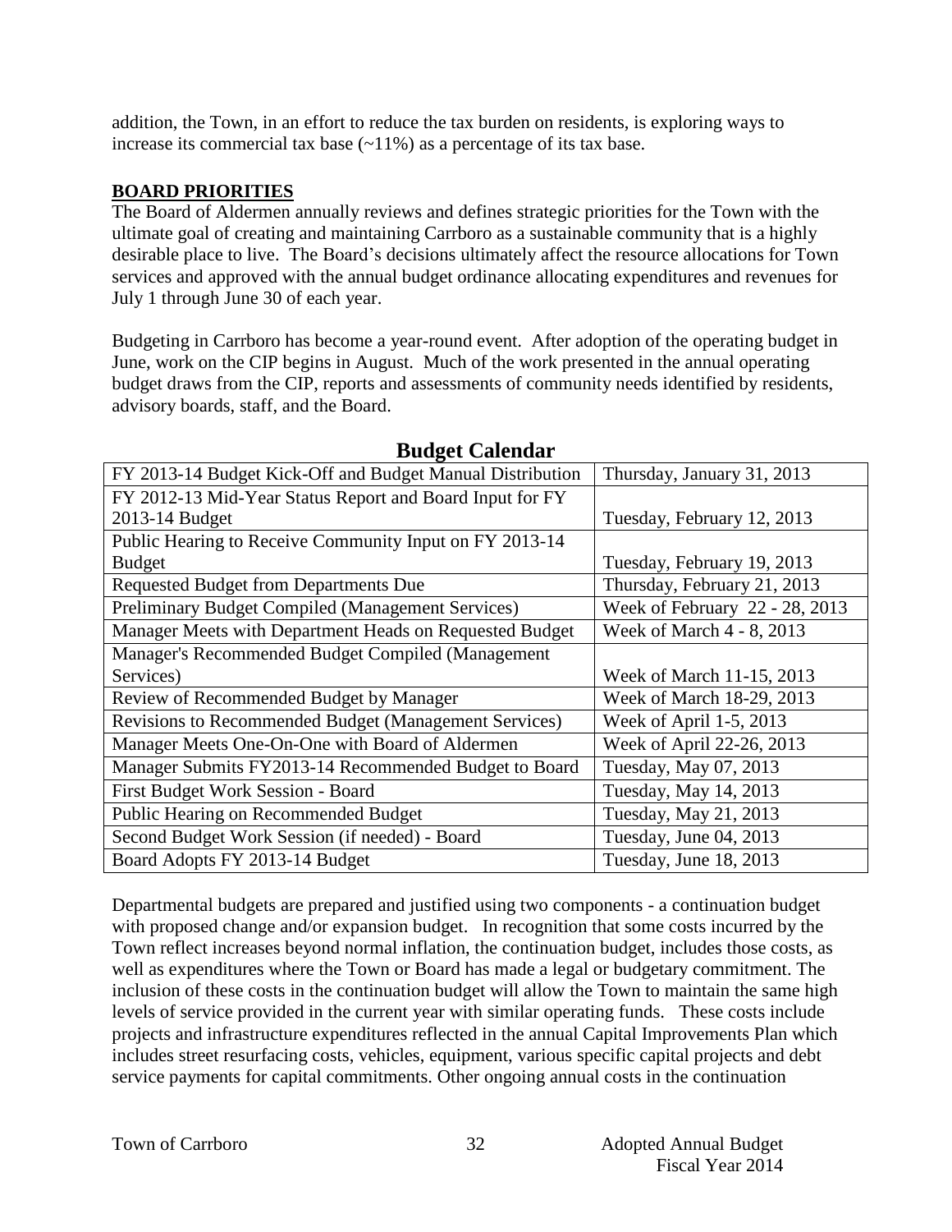addition, the Town, in an effort to reduce the tax burden on residents, is exploring ways to increase its commercial tax base (~11%) as a percentage of its tax base.

## BOARD PRIORITIES

The Board of Aldermen annually reviews and defines strategic priorities for the Town with the ultimate goal of creating and maintaining Carrboro as a sustainable community that is a highly desirable place to live. The Board's decisions ultimately affect the resource allocations for Town services and approved with the annual budget ordinance allocating expenditures and revenues for July 1 through June 30 of each year.

Budgeting in Carrboro has become a year-round event. After adoption of the operating budget in June, work on the CIP begins in August. Much of the work presented in the annual operating budget draws from the CIP, reports and assessments of community needs identified by residents, advisory boards, staff, and the Board.

### Budget Calendar

| Activity | Date |
|---|---|
| FY 2013-14 Budget Kick-Off and Budget Manual Distribution | Thursday, January 31, 2013 |
| FY 2012-13 Mid-Year Status Report and Board Input for FY 2013-14 Budget | Tuesday, February 12, 2013 |
| Public Hearing to Receive Community Input on FY 2013-14 Budget | Tuesday, February 19, 2013 |
| Requested Budget from Departments Due | Thursday, February 21, 2013 |
| Preliminary Budget Compiled (Management Services) | Week of February 22 - 28, 2013 |
| Manager Meets with Department Heads on Requested Budget | Week of March 4 - 8, 2013 |
| Manager's Recommended Budget Compiled (Management Services) | Week of March 11-15, 2013 |
| Review of Recommended Budget by Manager | Week of March 18-29, 2013 |
| Revisions to Recommended Budget (Management Services) | Week of April 1-5, 2013 |
| Manager Meets One-On-One with Board of Aldermen | Week of April 22-26, 2013 |
| Manager Submits FY2013-14 Recommended Budget to Board | Tuesday, May 07, 2013 |
| First Budget Work Session - Board | Tuesday, May 14, 2013 |
| Public Hearing on Recommended Budget | Tuesday, May 21, 2013 |
| Second Budget Work Session (if needed) - Board | Tuesday, June 04, 2013 |
| Board Adopts FY 2013-14 Budget | Tuesday, June 18, 2013 |

Departmental budgets are prepared and justified using two components - a continuation budget with proposed change and/or expansion budget. In recognition that some costs incurred by the Town reflect increases beyond normal inflation, the continuation budget, includes those costs, as well as expenditures where the Town or Board has made a legal or budgetary commitment. The inclusion of these costs in the continuation budget will allow the Town to maintain the same high levels of service provided in the current year with similar operating funds. These costs include projects and infrastructure expenditures reflected in the annual Capital Improvements Plan which includes street resurfacing costs, vehicles, equipment, various specific capital projects and debt service payments for capital commitments. Other ongoing annual costs in the continuation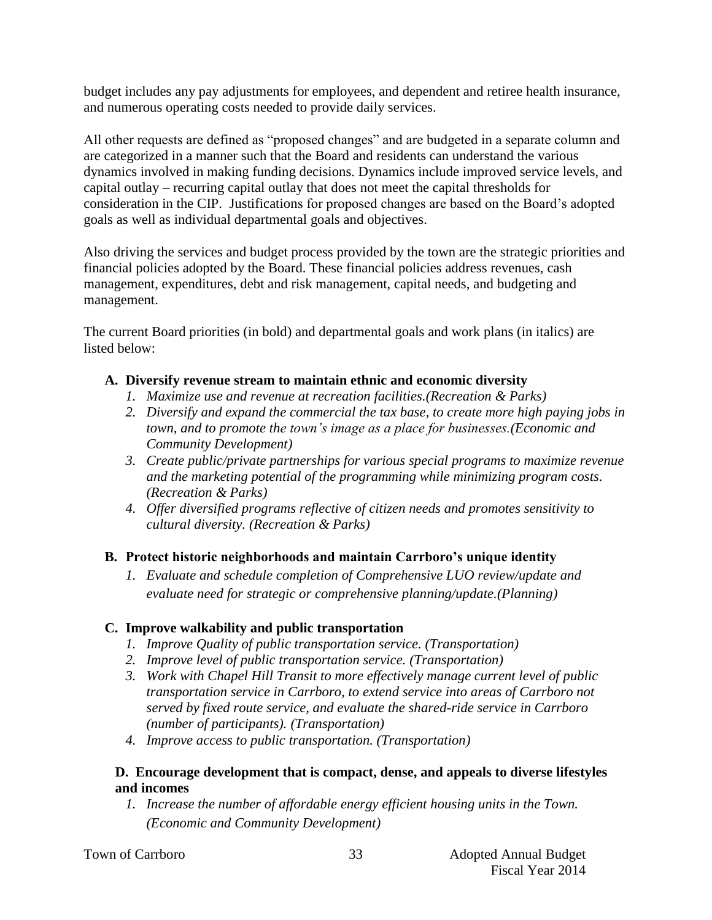budget includes any pay adjustments for employees, and dependent and retiree health insurance, and numerous operating costs needed to provide daily services.

All other requests are defined as "proposed changes" and are budgeted in a separate column and are categorized in a manner such that the Board and residents can understand the various dynamics involved in making funding decisions. Dynamics include improved service levels, and capital outlay – recurring capital outlay that does not meet the capital thresholds for consideration in the CIP. Justifications for proposed changes are based on the Board's adopted goals as well as individual departmental goals and objectives.

Also driving the services and budget process provided by the town are the strategic priorities and financial policies adopted by the Board. These financial policies address revenues, cash management, expenditures, debt and risk management, capital needs, and budgeting and management.

The current Board priorities (in bold) and departmental goals and work plans (in italics) are listed below:

**A. Diversify revenue stream to maintain ethnic and economic diversity**

1. *Maximize use and revenue at recreation facilities.(Recreation & Parks)*
2. *Diversify and expand the commercial the tax base, to create more high paying jobs in town, and to promote the town's image as a place for businesses.(Economic and Community Development)*
3. *Create public/private partnerships for various special programs to maximize revenue and the marketing potential of the programming while minimizing program costs. (Recreation & Parks)*
4. *Offer diversified programs reflective of citizen needs and promotes sensitivity to cultural diversity. (Recreation & Parks)*

**B. Protect historic neighborhoods and maintain Carrboro's unique identity**

1. *Evaluate and schedule completion of Comprehensive LUO review/update and evaluate need for strategic or comprehensive planning/update.(Planning)*

**C. Improve walkability and public transportation**

1. *Improve Quality of public transportation service. (Transportation)*
2. *Improve level of public transportation service. (Transportation)*
3. *Work with Chapel Hill Transit to more effectively manage current level of public transportation service in Carrboro, to extend service into areas of Carrboro not served by fixed route service, and evaluate the shared-ride service in Carrboro (number of participants). (Transportation)*
4. *Improve access to public transportation. (Transportation)*

**D. Encourage development that is compact, dense, and appeals to diverse lifestyles and incomes**

1. *Increase the number of affordable energy efficient housing units in the Town. (Economic and Community Development)*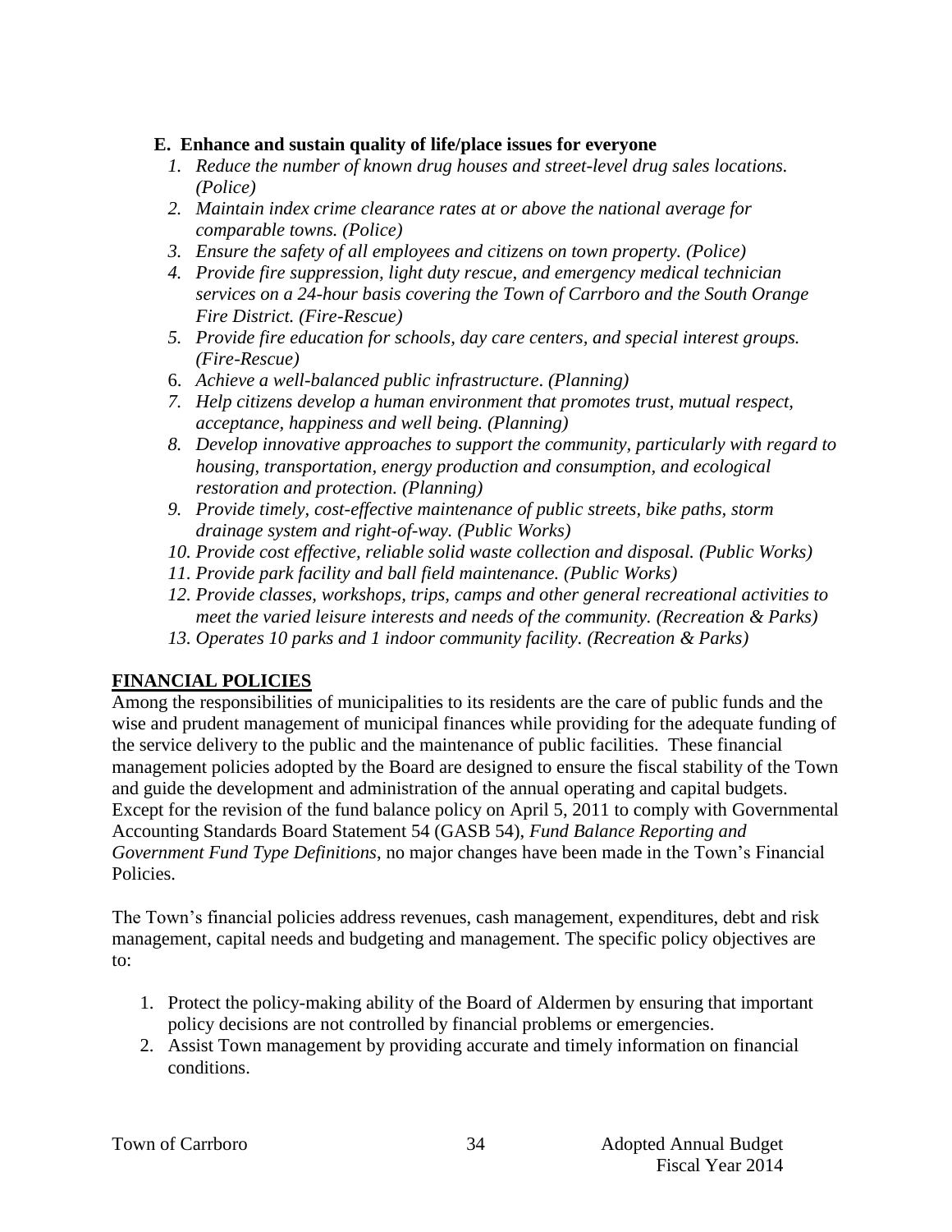**E. Enhance and sustain quality of life/place issues for everyone**

1. *Reduce the number of known drug houses and street-level drug sales locations. (Police)*
2. *Maintain index crime clearance rates at or above the national average for comparable towns. (Police)*
3. *Ensure the safety of all employees and citizens on town property. (Police)*
4. *Provide fire suppression, light duty rescue, and emergency medical technician services on a 24-hour basis covering the Town of Carrboro and the South Orange Fire District. (Fire-Rescue)*
5. *Provide fire education for schools, day care centers, and special interest groups. (Fire-Rescue)*
6. *Achieve a well-balanced public infrastructure. (Planning)*
7. *Help citizens develop a human environment that promotes trust, mutual respect, acceptance, happiness and well being. (Planning)*
8. *Develop innovative approaches to support the community, particularly with regard to housing, transportation, energy production and consumption, and ecological restoration and protection. (Planning)*
9. *Provide timely, cost-effective maintenance of public streets, bike paths, storm drainage system and right-of-way. (Public Works)*
10. *Provide cost effective, reliable solid waste collection and disposal. (Public Works)*
11. *Provide park facility and ball field maintenance. (Public Works)*
12. *Provide classes, workshops, trips, camps and other general recreational activities to meet the varied leisure interests and needs of the community. (Recreation & Parks)*
13. *Operates 10 parks and 1 indoor community facility. (Recreation & Parks)*

## FINANCIAL POLICIES

Among the responsibilities of municipalities to its residents are the care of public funds and the wise and prudent management of municipal finances while providing for the adequate funding of the service delivery to the public and the maintenance of public facilities. These financial management policies adopted by the Board are designed to ensure the fiscal stability of the Town and guide the development and administration of the annual operating and capital budgets. Except for the revision of the fund balance policy on April 5, 2011 to comply with Governmental Accounting Standards Board Statement 54 (GASB 54), *Fund Balance Reporting and Government Fund Type Definitions*, no major changes have been made in the Town's Financial Policies.

The Town's financial policies address revenues, cash management, expenditures, debt and risk management, capital needs and budgeting and management. The specific policy objectives are to:

1. Protect the policy-making ability of the Board of Aldermen by ensuring that important policy decisions are not controlled by financial problems or emergencies.
2. Assist Town management by providing accurate and timely information on financial conditions.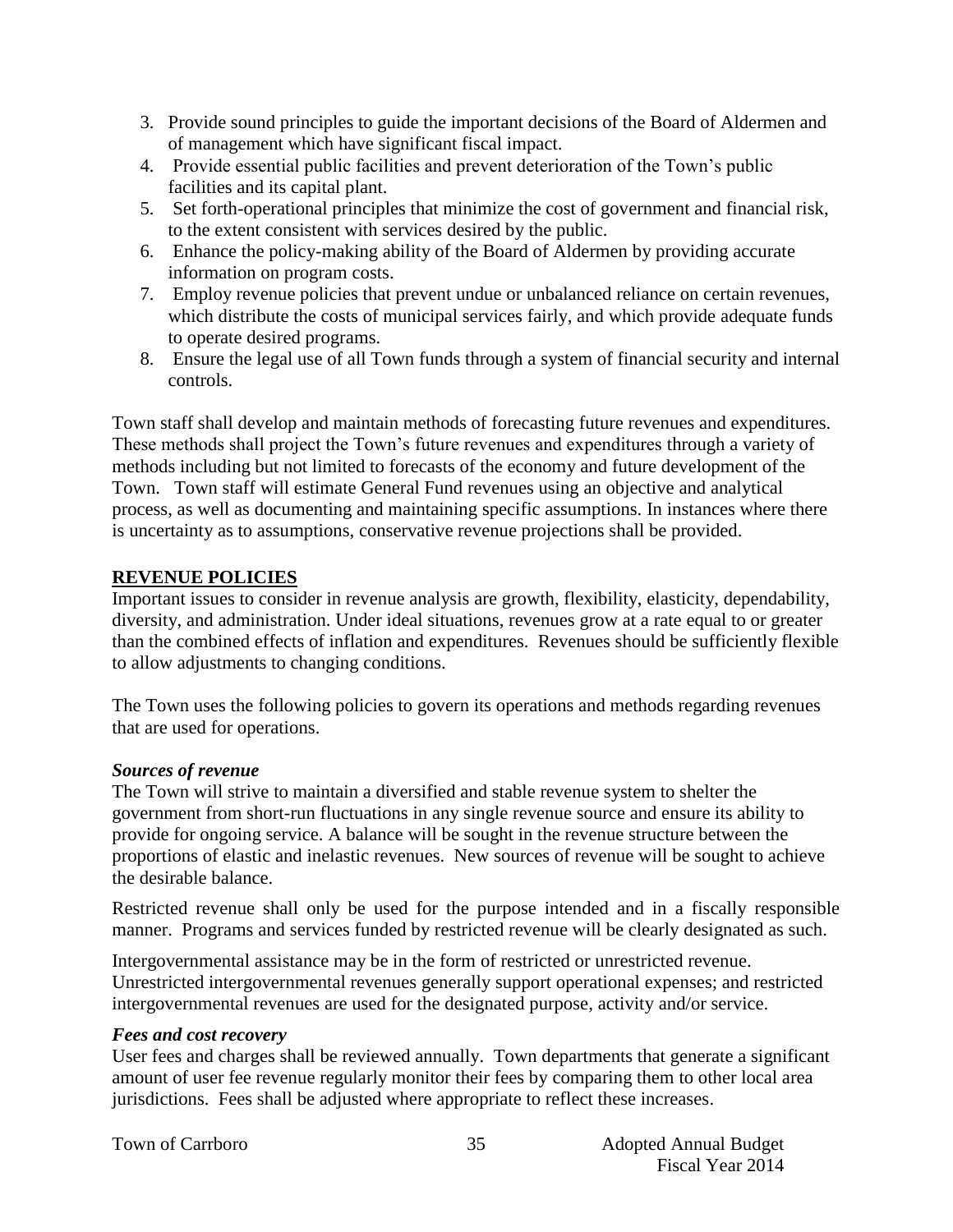3. Provide sound principles to guide the important decisions of the Board of Aldermen and of management which have significant fiscal impact.
4. Provide essential public facilities and prevent deterioration of the Town's public facilities and its capital plant.
5. Set forth-operational principles that minimize the cost of government and financial risk, to the extent consistent with services desired by the public.
6. Enhance the policy-making ability of the Board of Aldermen by providing accurate information on program costs.
7. Employ revenue policies that prevent undue or unbalanced reliance on certain revenues, which distribute the costs of municipal services fairly, and which provide adequate funds to operate desired programs.
8. Ensure the legal use of all Town funds through a system of financial security and internal controls.

Town staff shall develop and maintain methods of forecasting future revenues and expenditures. These methods shall project the Town's future revenues and expenditures through a variety of methods including but not limited to forecasts of the economy and future development of the Town. Town staff will estimate General Fund revenues using an objective and analytical process, as well as documenting and maintaining specific assumptions. In instances where there is uncertainty as to assumptions, conservative revenue projections shall be provided.

## REVENUE POLICIES

Important issues to consider in revenue analysis are growth, flexibility, elasticity, dependability, diversity, and administration. Under ideal situations, revenues grow at a rate equal to or greater than the combined effects of inflation and expenditures. Revenues should be sufficiently flexible to allow adjustments to changing conditions.

The Town uses the following policies to govern its operations and methods regarding revenues that are used for operations.

### *Sources of revenue*

The Town will strive to maintain a diversified and stable revenue system to shelter the government from short-run fluctuations in any single revenue source and ensure its ability to provide for ongoing service. A balance will be sought in the revenue structure between the proportions of elastic and inelastic revenues. New sources of revenue will be sought to achieve the desirable balance.

Restricted revenue shall only be used for the purpose intended and in a fiscally responsible manner. Programs and services funded by restricted revenue will be clearly designated as such.

Intergovernmental assistance may be in the form of restricted or unrestricted revenue. Unrestricted intergovernmental revenues generally support operational expenses; and restricted intergovernmental revenues are used for the designated purpose, activity and/or service.

### *Fees and cost recovery*

User fees and charges shall be reviewed annually. Town departments that generate a significant amount of user fee revenue regularly monitor their fees by comparing them to other local area jurisdictions. Fees shall be adjusted where appropriate to reflect these increases.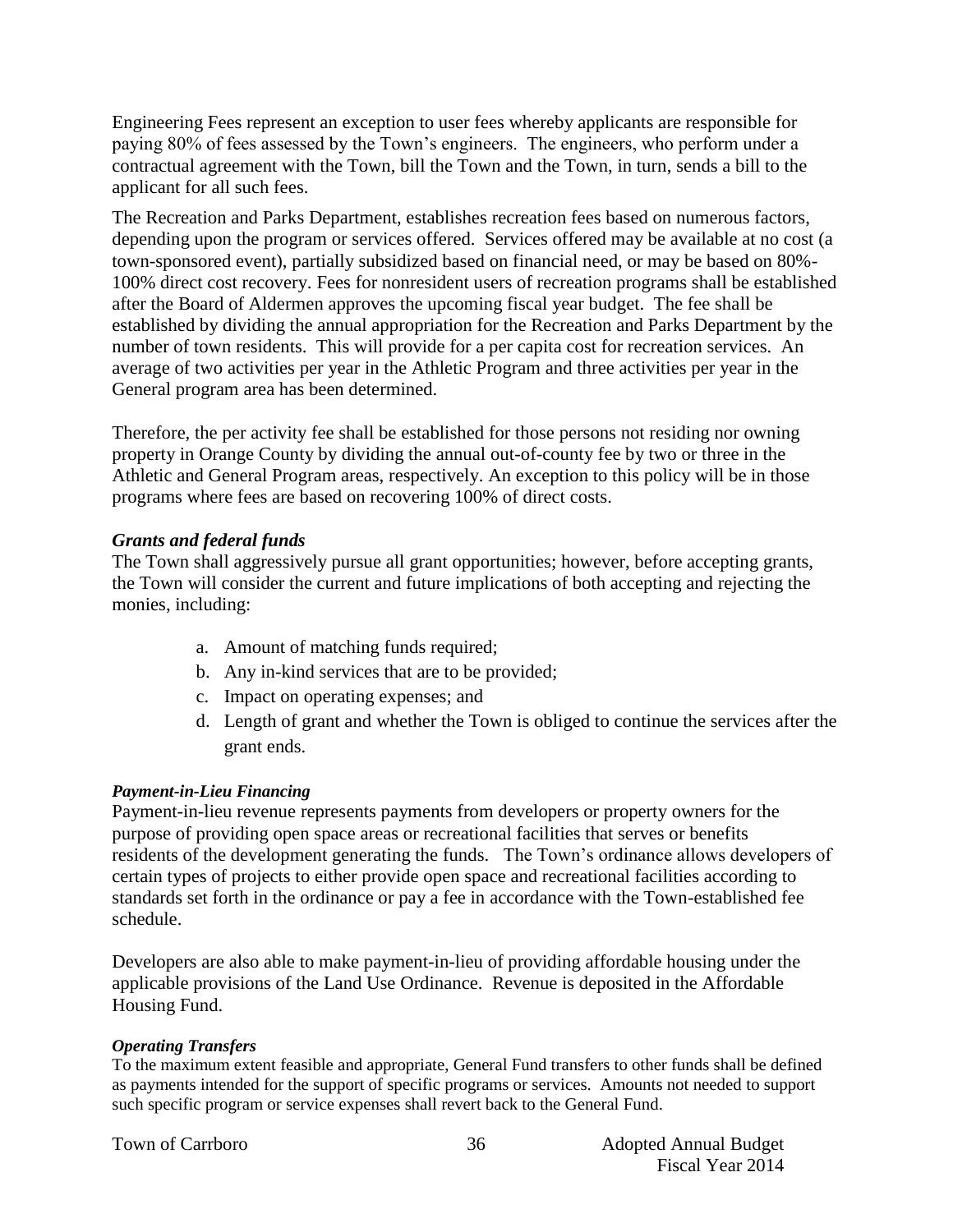Engineering Fees represent an exception to user fees whereby applicants are responsible for paying 80% of fees assessed by the Town's engineers. The engineers, who perform under a contractual agreement with the Town, bill the Town and the Town, in turn, sends a bill to the applicant for all such fees.

The Recreation and Parks Department, establishes recreation fees based on numerous factors, depending upon the program or services offered. Services offered may be available at no cost (a town-sponsored event), partially subsidized based on financial need, or may be based on 80%-100% direct cost recovery. Fees for nonresident users of recreation programs shall be established after the Board of Aldermen approves the upcoming fiscal year budget. The fee shall be established by dividing the annual appropriation for the Recreation and Parks Department by the number of town residents. This will provide for a per capita cost for recreation services. An average of two activities per year in the Athletic Program and three activities per year in the General program area has been determined.

Therefore, the per activity fee shall be established for those persons not residing nor owning property in Orange County by dividing the annual out-of-county fee by two or three in the Athletic and General Program areas, respectively. An exception to this policy will be in those programs where fees are based on recovering 100% of direct costs.

### *Grants and federal funds*

The Town shall aggressively pursue all grant opportunities; however, before accepting grants, the Town will consider the current and future implications of both accepting and rejecting the monies, including:

a. Amount of matching funds required;
b. Any in-kind services that are to be provided;
c. Impact on operating expenses; and
d. Length of grant and whether the Town is obliged to continue the services after the grant ends.

#### *Payment-in-Lieu Financing*

Payment-in-lieu revenue represents payments from developers or property owners for the purpose of providing open space areas or recreational facilities that serves or benefits residents of the development generating the funds. The Town's ordinance allows developers of certain types of projects to either provide open space and recreational facilities according to standards set forth in the ordinance or pay a fee in accordance with the Town-established fee schedule.

Developers are also able to make payment-in-lieu of providing affordable housing under the applicable provisions of the Land Use Ordinance. Revenue is deposited in the Affordable Housing Fund.

#### *Operating Transfers*

To the maximum extent feasible and appropriate, General Fund transfers to other funds shall be defined as payments intended for the support of specific programs or services. Amounts not needed to support such specific program or service expenses shall revert back to the General Fund.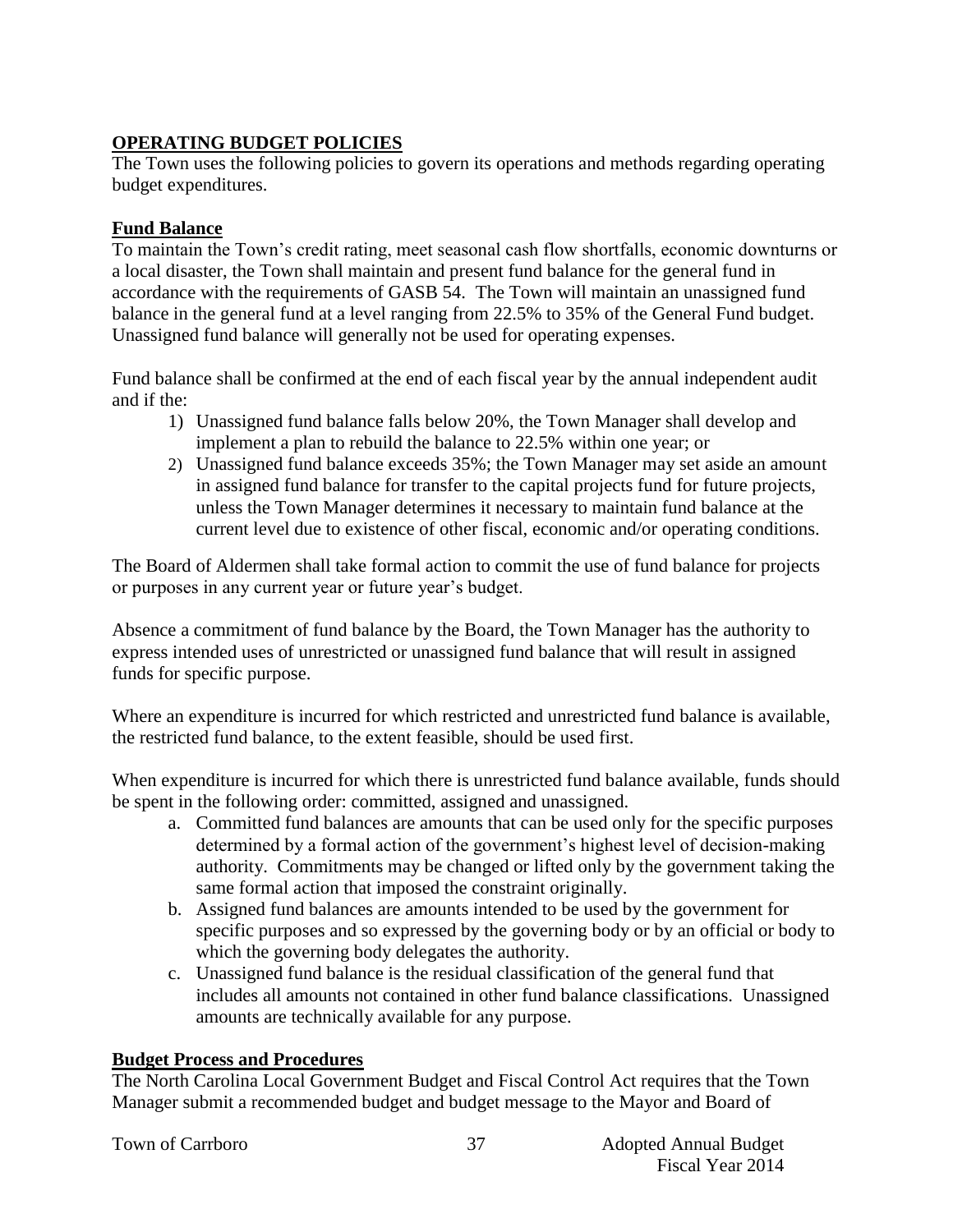## OPERATING BUDGET POLICIES

The Town uses the following policies to govern its operations and methods regarding operating budget expenditures.

### Fund Balance

To maintain the Town's credit rating, meet seasonal cash flow shortfalls, economic downturns or a local disaster, the Town shall maintain and present fund balance for the general fund in accordance with the requirements of GASB 54. The Town will maintain an unassigned fund balance in the general fund at a level ranging from 22.5% to 35% of the General Fund budget. Unassigned fund balance will generally not be used for operating expenses.

Fund balance shall be confirmed at the end of each fiscal year by the annual independent audit and if the:

1) Unassigned fund balance falls below 20%, the Town Manager shall develop and implement a plan to rebuild the balance to 22.5% within one year; or
2) Unassigned fund balance exceeds 35%; the Town Manager may set aside an amount in assigned fund balance for transfer to the capital projects fund for future projects, unless the Town Manager determines it necessary to maintain fund balance at the current level due to existence of other fiscal, economic and/or operating conditions.

The Board of Aldermen shall take formal action to commit the use of fund balance for projects or purposes in any current year or future year's budget.

Absence a commitment of fund balance by the Board, the Town Manager has the authority to express intended uses of unrestricted or unassigned fund balance that will result in assigned funds for specific purpose.

Where an expenditure is incurred for which restricted and unrestricted fund balance is available, the restricted fund balance, to the extent feasible, should be used first.

When expenditure is incurred for which there is unrestricted fund balance available, funds should be spent in the following order: committed, assigned and unassigned.

a. Committed fund balances are amounts that can be used only for the specific purposes determined by a formal action of the government's highest level of decision-making authority. Commitments may be changed or lifted only by the government taking the same formal action that imposed the constraint originally.
b. Assigned fund balances are amounts intended to be used by the government for specific purposes and so expressed by the governing body or by an official or body to which the governing body delegates the authority.
c. Unassigned fund balance is the residual classification of the general fund that includes all amounts not contained in other fund balance classifications. Unassigned amounts are technically available for any purpose.

### Budget Process and Procedures

The North Carolina Local Government Budget and Fiscal Control Act requires that the Town Manager submit a recommended budget and budget message to the Mayor and Board of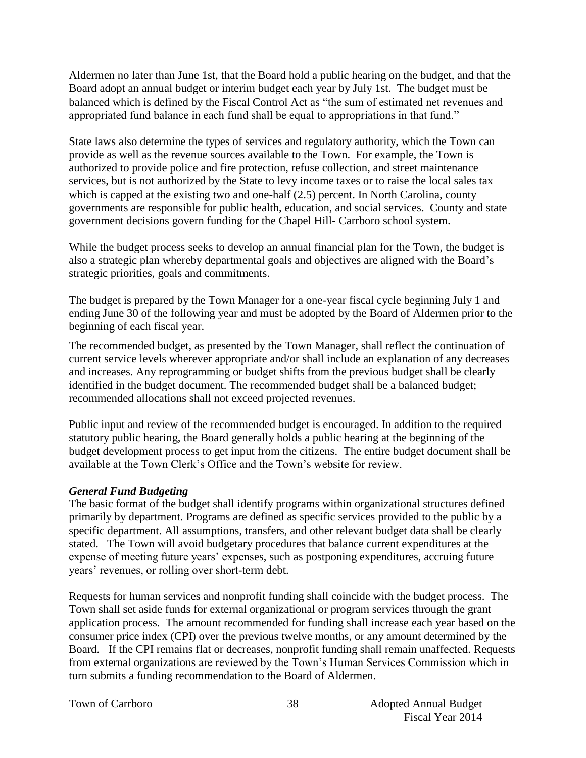Aldermen no later than June 1st, that the Board hold a public hearing on the budget, and that the Board adopt an annual budget or interim budget each year by July 1st. The budget must be balanced which is defined by the Fiscal Control Act as "the sum of estimated net revenues and appropriated fund balance in each fund shall be equal to appropriations in that fund."

State laws also determine the types of services and regulatory authority, which the Town can provide as well as the revenue sources available to the Town. For example, the Town is authorized to provide police and fire protection, refuse collection, and street maintenance services, but is not authorized by the State to levy income taxes or to raise the local sales tax which is capped at the existing two and one-half (2.5) percent. In North Carolina, county governments are responsible for public health, education, and social services. County and state government decisions govern funding for the Chapel Hill- Carrboro school system.

While the budget process seeks to develop an annual financial plan for the Town, the budget is also a strategic plan whereby departmental goals and objectives are aligned with the Board's strategic priorities, goals and commitments.

The budget is prepared by the Town Manager for a one-year fiscal cycle beginning July 1 and ending June 30 of the following year and must be adopted by the Board of Aldermen prior to the beginning of each fiscal year.

The recommended budget, as presented by the Town Manager, shall reflect the continuation of current service levels wherever appropriate and/or shall include an explanation of any decreases and increases. Any reprogramming or budget shifts from the previous budget shall be clearly identified in the budget document. The recommended budget shall be a balanced budget; recommended allocations shall not exceed projected revenues.

Public input and review of the recommended budget is encouraged. In addition to the required statutory public hearing, the Board generally holds a public hearing at the beginning of the budget development process to get input from the citizens. The entire budget document shall be available at the Town Clerk's Office and the Town's website for review.

***General Fund Budgeting***

The basic format of the budget shall identify programs within organizational structures defined primarily by department. Programs are defined as specific services provided to the public by a specific department. All assumptions, transfers, and other relevant budget data shall be clearly stated. The Town will avoid budgetary procedures that balance current expenditures at the expense of meeting future years' expenses, such as postponing expenditures, accruing future years' revenues, or rolling over short-term debt.

Requests for human services and nonprofit funding shall coincide with the budget process. The Town shall set aside funds for external organizational or program services through the grant application process. The amount recommended for funding shall increase each year based on the consumer price index (CPI) over the previous twelve months, or any amount determined by the Board. If the CPI remains flat or decreases, nonprofit funding shall remain unaffected. Requests from external organizations are reviewed by the Town's Human Services Commission which in turn submits a funding recommendation to the Board of Aldermen.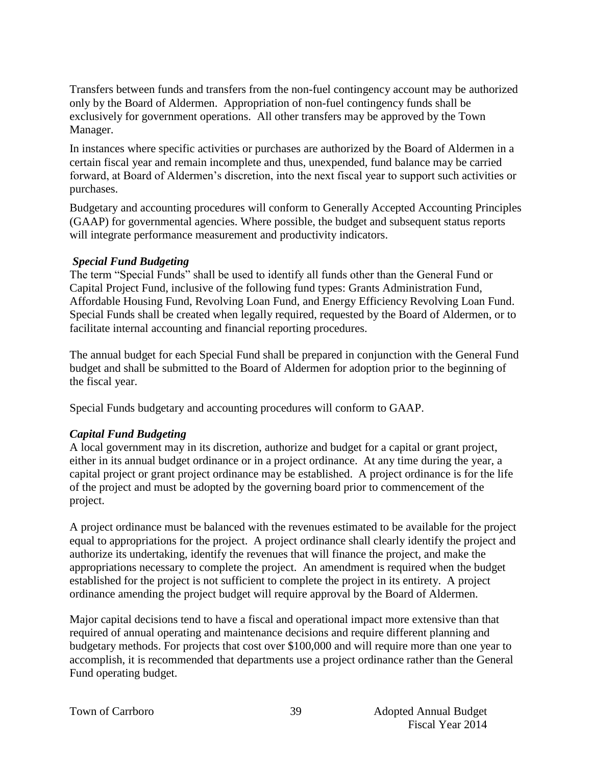Transfers between funds and transfers from the non-fuel contingency account may be authorized only by the Board of Aldermen. Appropriation of non-fuel contingency funds shall be exclusively for government operations. All other transfers may be approved by the Town Manager.

In instances where specific activities or purchases are authorized by the Board of Aldermen in a certain fiscal year and remain incomplete and thus, unexpended, fund balance may be carried forward, at Board of Aldermen's discretion, into the next fiscal year to support such activities or purchases.

Budgetary and accounting procedures will conform to Generally Accepted Accounting Principles (GAAP) for governmental agencies. Where possible, the budget and subsequent status reports will integrate performance measurement and productivity indicators.

***Special Fund Budgeting***

The term "Special Funds" shall be used to identify all funds other than the General Fund or Capital Project Fund, inclusive of the following fund types: Grants Administration Fund, Affordable Housing Fund, Revolving Loan Fund, and Energy Efficiency Revolving Loan Fund. Special Funds shall be created when legally required, requested by the Board of Aldermen, or to facilitate internal accounting and financial reporting procedures.

The annual budget for each Special Fund shall be prepared in conjunction with the General Fund budget and shall be submitted to the Board of Aldermen for adoption prior to the beginning of the fiscal year.

Special Funds budgetary and accounting procedures will conform to GAAP.

***Capital Fund Budgeting***

A local government may in its discretion, authorize and budget for a capital or grant project, either in its annual budget ordinance or in a project ordinance. At any time during the year, a capital project or grant project ordinance may be established. A project ordinance is for the life of the project and must be adopted by the governing board prior to commencement of the project.

A project ordinance must be balanced with the revenues estimated to be available for the project equal to appropriations for the project. A project ordinance shall clearly identify the project and authorize its undertaking, identify the revenues that will finance the project, and make the appropriations necessary to complete the project. An amendment is required when the budget established for the project is not sufficient to complete the project in its entirety. A project ordinance amending the project budget will require approval by the Board of Aldermen.

Major capital decisions tend to have a fiscal and operational impact more extensive than that required of annual operating and maintenance decisions and require different planning and budgetary methods. For projects that cost over $100,000 and will require more than one year to accomplish, it is recommended that departments use a project ordinance rather than the General Fund operating budget.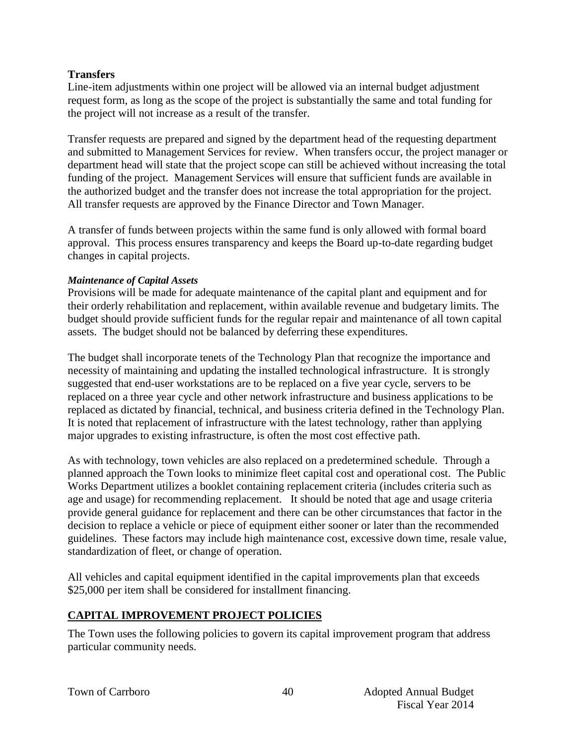**Transfers**

Line-item adjustments within one project will be allowed via an internal budget adjustment request form, as long as the scope of the project is substantially the same and total funding for the project will not increase as a result of the transfer.

Transfer requests are prepared and signed by the department head of the requesting department and submitted to Management Services for review. When transfers occur, the project manager or department head will state that the project scope can still be achieved without increasing the total funding of the project. Management Services will ensure that sufficient funds are available in the authorized budget and the transfer does not increase the total appropriation for the project. All transfer requests are approved by the Finance Director and Town Manager.

A transfer of funds between projects within the same fund is only allowed with formal board approval. This process ensures transparency and keeps the Board up-to-date regarding budget changes in capital projects.

***Maintenance of Capital Assets***

Provisions will be made for adequate maintenance of the capital plant and equipment and for their orderly rehabilitation and replacement, within available revenue and budgetary limits. The budget should provide sufficient funds for the regular repair and maintenance of all town capital assets. The budget should not be balanced by deferring these expenditures.

The budget shall incorporate tenets of the Technology Plan that recognize the importance and necessity of maintaining and updating the installed technological infrastructure. It is strongly suggested that end-user workstations are to be replaced on a five year cycle, servers to be replaced on a three year cycle and other network infrastructure and business applications to be replaced as dictated by financial, technical, and business criteria defined in the Technology Plan. It is noted that replacement of infrastructure with the latest technology, rather than applying major upgrades to existing infrastructure, is often the most cost effective path.

As with technology, town vehicles are also replaced on a predetermined schedule. Through a planned approach the Town looks to minimize fleet capital cost and operational cost. The Public Works Department utilizes a booklet containing replacement criteria (includes criteria such as age and usage) for recommending replacement. It should be noted that age and usage criteria provide general guidance for replacement and there can be other circumstances that factor in the decision to replace a vehicle or piece of equipment either sooner or later than the recommended guidelines. These factors may include high maintenance cost, excessive down time, resale value, standardization of fleet, or change of operation.

All vehicles and capital equipment identified in the capital improvements plan that exceeds $25,000 per item shall be considered for installment financing.

## CAPITAL IMPROVEMENT PROJECT POLICIES

The Town uses the following policies to govern its capital improvement program that address particular community needs.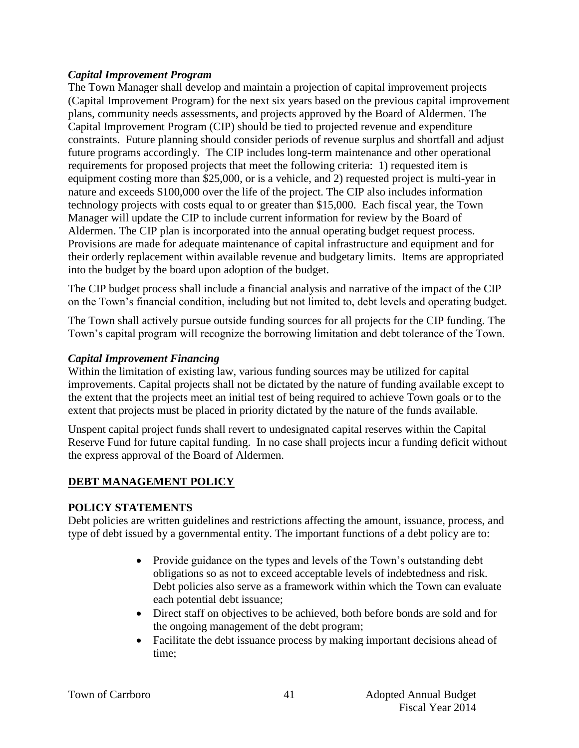### *Capital Improvement Program*

The Town Manager shall develop and maintain a projection of capital improvement projects (Capital Improvement Program) for the next six years based on the previous capital improvement plans, community needs assessments, and projects approved by the Board of Aldermen. The Capital Improvement Program (CIP) should be tied to projected revenue and expenditure constraints. Future planning should consider periods of revenue surplus and shortfall and adjust future programs accordingly. The CIP includes long-term maintenance and other operational requirements for proposed projects that meet the following criteria: 1) requested item is equipment costing more than $25,000, or is a vehicle, and 2) requested project is multi-year in nature and exceeds $100,000 over the life of the project. The CIP also includes information technology projects with costs equal to or greater than $15,000. Each fiscal year, the Town Manager will update the CIP to include current information for review by the Board of Aldermen. The CIP plan is incorporated into the annual operating budget request process. Provisions are made for adequate maintenance of capital infrastructure and equipment and for their orderly replacement within available revenue and budgetary limits. Items are appropriated into the budget by the board upon adoption of the budget.

The CIP budget process shall include a financial analysis and narrative of the impact of the CIP on the Town's financial condition, including but not limited to, debt levels and operating budget.

The Town shall actively pursue outside funding sources for all projects for the CIP funding. The Town's capital program will recognize the borrowing limitation and debt tolerance of the Town.

### *Capital Improvement Financing*

Within the limitation of existing law, various funding sources may be utilized for capital improvements. Capital projects shall not be dictated by the nature of funding available except to the extent that the projects meet an initial test of being required to achieve Town goals or to the extent that projects must be placed in priority dictated by the nature of the funds available.

Unspent capital project funds shall revert to undesignated capital reserves within the Capital Reserve Fund for future capital funding. In no case shall projects incur a funding deficit without the express approval of the Board of Aldermen.

## DEBT MANAGEMENT POLICY

### POLICY STATEMENTS

Debt policies are written guidelines and restrictions affecting the amount, issuance, process, and type of debt issued by a governmental entity. The important functions of a debt policy are to:

- Provide guidance on the types and levels of the Town's outstanding debt obligations so as not to exceed acceptable levels of indebtedness and risk. Debt policies also serve as a framework within which the Town can evaluate each potential debt issuance;
- Direct staff on objectives to be achieved, both before bonds are sold and for the ongoing management of the debt program;
- Facilitate the debt issuance process by making important decisions ahead of time;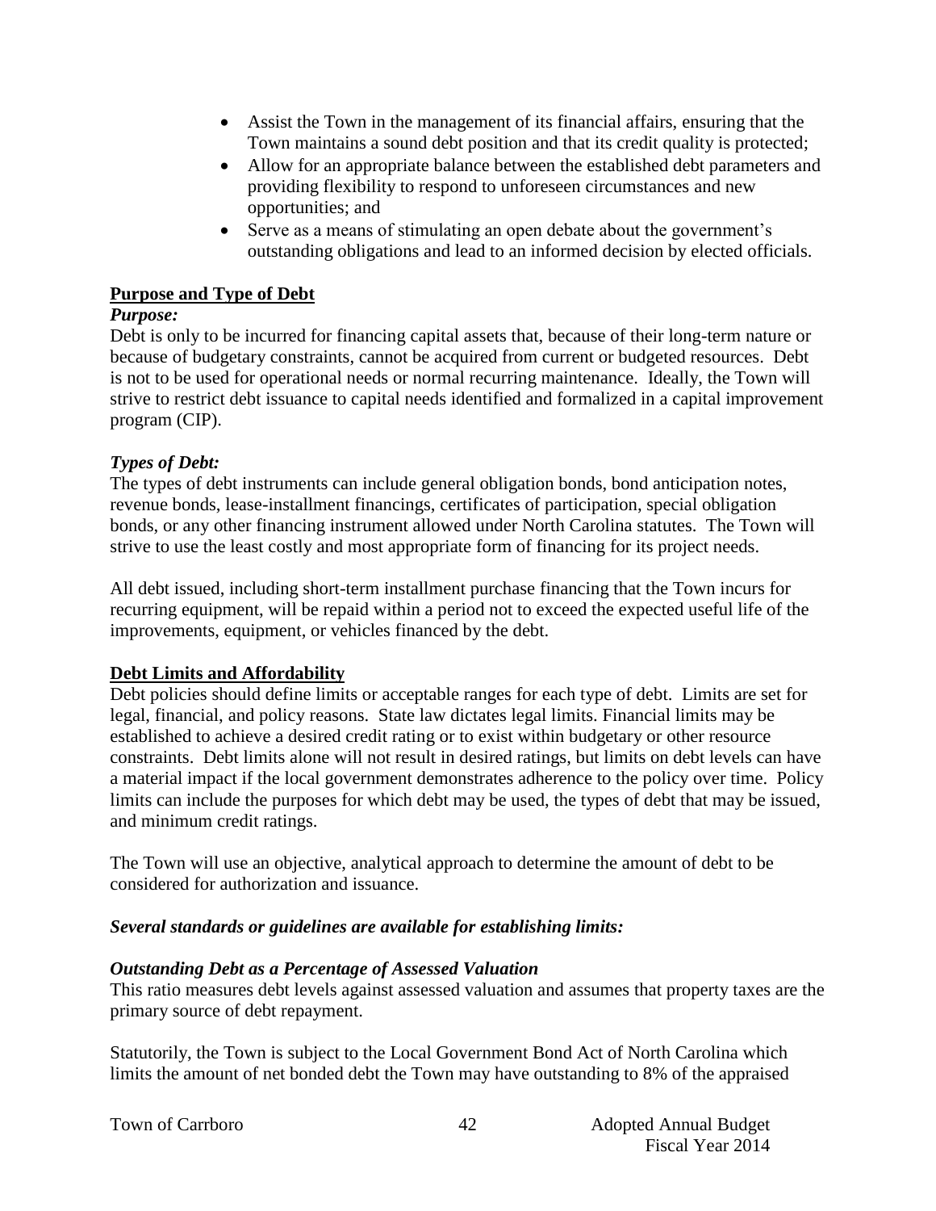- Assist the Town in the management of its financial affairs, ensuring that the Town maintains a sound debt position and that its credit quality is protected;
- Allow for an appropriate balance between the established debt parameters and providing flexibility to respond to unforeseen circumstances and new opportunities; and
- Serve as a means of stimulating an open debate about the government's outstanding obligations and lead to an informed decision by elected officials.

## Purpose and Type of Debt

***Purpose:***

Debt is only to be incurred for financing capital assets that, because of their long-term nature or because of budgetary constraints, cannot be acquired from current or budgeted resources. Debt is not to be used for operational needs or normal recurring maintenance. Ideally, the Town will strive to restrict debt issuance to capital needs identified and formalized in a capital improvement program (CIP).

***Types of Debt:***

The types of debt instruments can include general obligation bonds, bond anticipation notes, revenue bonds, lease-installment financings, certificates of participation, special obligation bonds, or any other financing instrument allowed under North Carolina statutes. The Town will strive to use the least costly and most appropriate form of financing for its project needs.

All debt issued, including short-term installment purchase financing that the Town incurs for recurring equipment, will be repaid within a period not to exceed the expected useful life of the improvements, equipment, or vehicles financed by the debt.

## Debt Limits and Affordability

Debt policies should define limits or acceptable ranges for each type of debt. Limits are set for legal, financial, and policy reasons. State law dictates legal limits. Financial limits may be established to achieve a desired credit rating or to exist within budgetary or other resource constraints. Debt limits alone will not result in desired ratings, but limits on debt levels can have a material impact if the local government demonstrates adherence to the policy over time. Policy limits can include the purposes for which debt may be used, the types of debt that may be issued, and minimum credit ratings.

The Town will use an objective, analytical approach to determine the amount of debt to be considered for authorization and issuance.

***Several standards or guidelines are available for establishing limits:***

***Outstanding Debt as a Percentage of Assessed Valuation***

This ratio measures debt levels against assessed valuation and assumes that property taxes are the primary source of debt repayment.

Statutorily, the Town is subject to the Local Government Bond Act of North Carolina which limits the amount of net bonded debt the Town may have outstanding to 8% of the appraised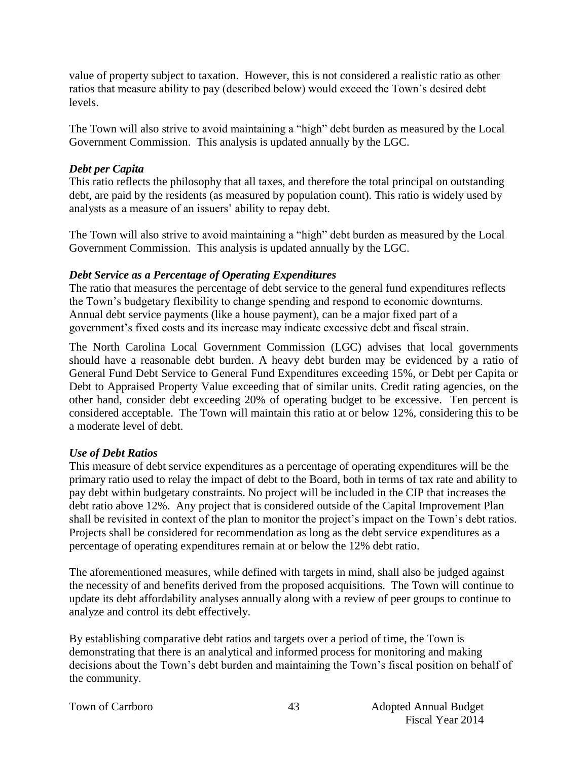value of property subject to taxation. However, this is not considered a realistic ratio as other ratios that measure ability to pay (described below) would exceed the Town's desired debt levels.

The Town will also strive to avoid maintaining a "high" debt burden as measured by the Local Government Commission. This analysis is updated annually by the LGC.

### *Debt per Capita*

This ratio reflects the philosophy that all taxes, and therefore the total principal on outstanding debt, are paid by the residents (as measured by population count). This ratio is widely used by analysts as a measure of an issuers' ability to repay debt.

The Town will also strive to avoid maintaining a "high" debt burden as measured by the Local Government Commission. This analysis is updated annually by the LGC.

### *Debt Service as a Percentage of Operating Expenditures*

The ratio that measures the percentage of debt service to the general fund expenditures reflects the Town's budgetary flexibility to change spending and respond to economic downturns. Annual debt service payments (like a house payment), can be a major fixed part of a government's fixed costs and its increase may indicate excessive debt and fiscal strain.

The North Carolina Local Government Commission (LGC) advises that local governments should have a reasonable debt burden. A heavy debt burden may be evidenced by a ratio of General Fund Debt Service to General Fund Expenditures exceeding 15%, or Debt per Capita or Debt to Appraised Property Value exceeding that of similar units. Credit rating agencies, on the other hand, consider debt exceeding 20% of operating budget to be excessive. Ten percent is considered acceptable. The Town will maintain this ratio at or below 12%, considering this to be a moderate level of debt.

### *Use of Debt Ratios*

This measure of debt service expenditures as a percentage of operating expenditures will be the primary ratio used to relay the impact of debt to the Board, both in terms of tax rate and ability to pay debt within budgetary constraints. No project will be included in the CIP that increases the debt ratio above 12%. Any project that is considered outside of the Capital Improvement Plan shall be revisited in context of the plan to monitor the project's impact on the Town's debt ratios. Projects shall be considered for recommendation as long as the debt service expenditures as a percentage of operating expenditures remain at or below the 12% debt ratio.

The aforementioned measures, while defined with targets in mind, shall also be judged against the necessity of and benefits derived from the proposed acquisitions. The Town will continue to update its debt affordability analyses annually along with a review of peer groups to continue to analyze and control its debt effectively.

By establishing comparative debt ratios and targets over a period of time, the Town is demonstrating that there is an analytical and informed process for monitoring and making decisions about the Town's debt burden and maintaining the Town's fiscal position on behalf of the community.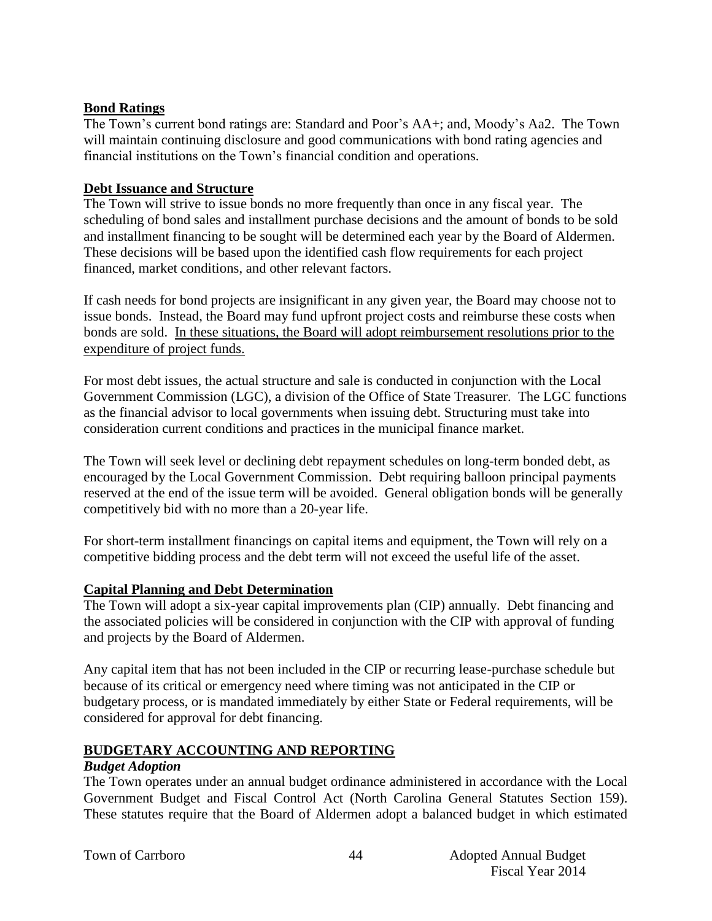**Bond Ratings**

The Town's current bond ratings are: Standard and Poor's AA+; and, Moody's Aa2. The Town will maintain continuing disclosure and good communications with bond rating agencies and financial institutions on the Town's financial condition and operations.

**Debt Issuance and Structure**

The Town will strive to issue bonds no more frequently than once in any fiscal year. The scheduling of bond sales and installment purchase decisions and the amount of bonds to be sold and installment financing to be sought will be determined each year by the Board of Aldermen. These decisions will be based upon the identified cash flow requirements for each project financed, market conditions, and other relevant factors.

If cash needs for bond projects are insignificant in any given year, the Board may choose not to issue bonds. Instead, the Board may fund upfront project costs and reimburse these costs when bonds are sold. <u>In these situations, the Board will adopt reimbursement resolutions prior to the expenditure of project funds.</u>

For most debt issues, the actual structure and sale is conducted in conjunction with the Local Government Commission (LGC), a division of the Office of State Treasurer. The LGC functions as the financial advisor to local governments when issuing debt. Structuring must take into consideration current conditions and practices in the municipal finance market.

The Town will seek level or declining debt repayment schedules on long-term bonded debt, as encouraged by the Local Government Commission. Debt requiring balloon principal payments reserved at the end of the issue term will be avoided. General obligation bonds will be generally competitively bid with no more than a 20-year life.

For short-term installment financings on capital items and equipment, the Town will rely on a competitive bidding process and the debt term will not exceed the useful life of the asset.

**Capital Planning and Debt Determination**

The Town will adopt a six-year capital improvements plan (CIP) annually. Debt financing and the associated policies will be considered in conjunction with the CIP with approval of funding and projects by the Board of Aldermen.

Any capital item that has not been included in the CIP or recurring lease-purchase schedule but because of its critical or emergency need where timing was not anticipated in the CIP or budgetary process, or is mandated immediately by either State or Federal requirements, will be considered for approval for debt financing.

## BUDGETARY ACCOUNTING AND REPORTING

***Budget Adoption***

The Town operates under an annual budget ordinance administered in accordance with the Local Government Budget and Fiscal Control Act (North Carolina General Statutes Section 159). These statutes require that the Board of Aldermen adopt a balanced budget in which estimated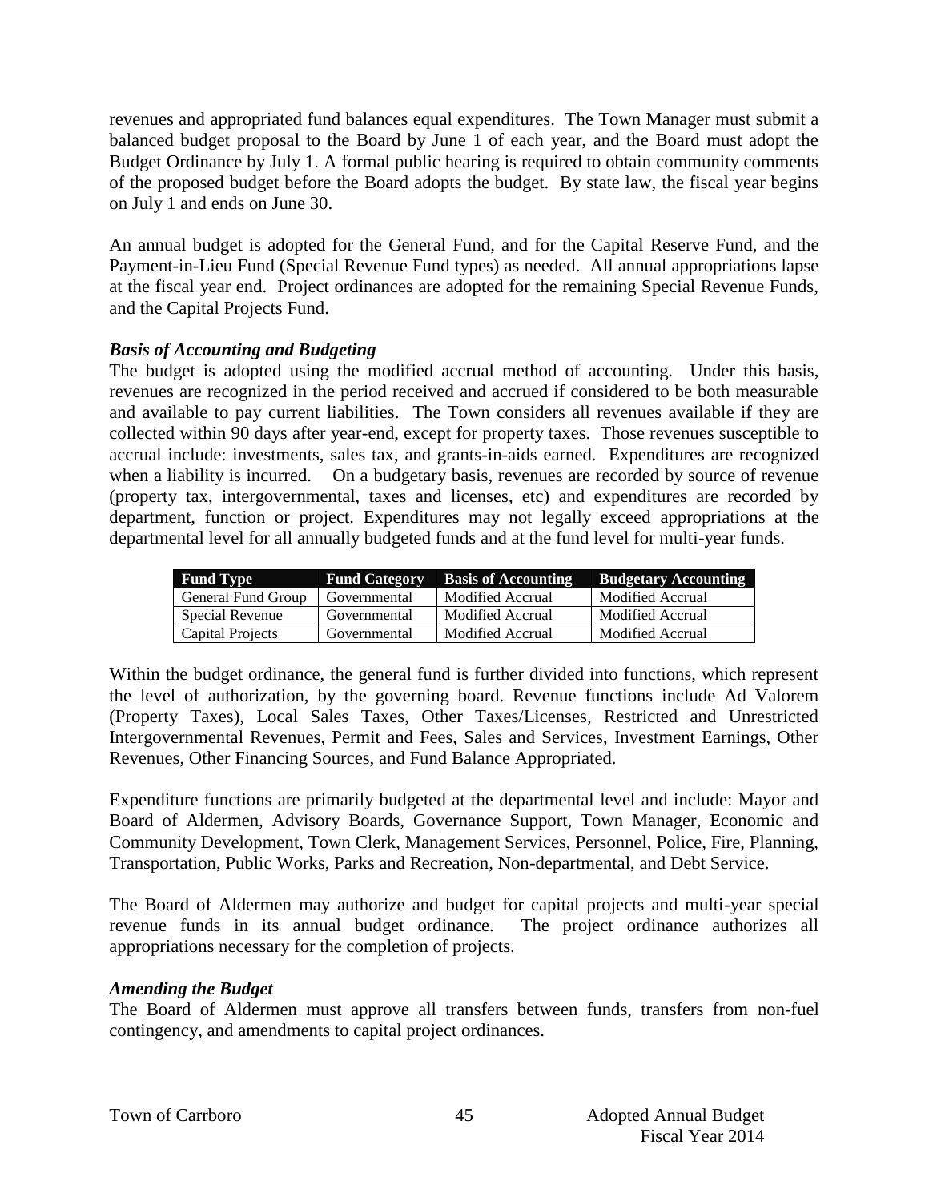revenues and appropriated fund balances equal expenditures. The Town Manager must submit a balanced budget proposal to the Board by June 1 of each year, and the Board must adopt the Budget Ordinance by July 1. A formal public hearing is required to obtain community comments of the proposed budget before the Board adopts the budget. By state law, the fiscal year begins on July 1 and ends on June 30.

An annual budget is adopted for the General Fund, and for the Capital Reserve Fund, and the Payment-in-Lieu Fund (Special Revenue Fund types) as needed. All annual appropriations lapse at the fiscal year end. Project ordinances are adopted for the remaining Special Revenue Funds, and the Capital Projects Fund.

***Basis of Accounting and Budgeting***

The budget is adopted using the modified accrual method of accounting. Under this basis, revenues are recognized in the period received and accrued if considered to be both measurable and available to pay current liabilities. The Town considers all revenues available if they are collected within 90 days after year-end, except for property taxes. Those revenues susceptible to accrual include: investments, sales tax, and grants-in-aids earned. Expenditures are recognized when a liability is incurred. On a budgetary basis, revenues are recorded by source of revenue (property tax, intergovernmental, taxes and licenses, etc) and expenditures are recorded by department, function or project. Expenditures may not legally exceed appropriations at the departmental level for all annually budgeted funds and at the fund level for multi-year funds.

| Fund Type | Fund Category | Basis of Accounting | Budgetary Accounting |
|---|---|---|---|
| General Fund Group | Governmental | Modified Accrual | Modified Accrual |
| Special Revenue | Governmental | Modified Accrual | Modified Accrual |
| Capital Projects | Governmental | Modified Accrual | Modified Accrual |

Within the budget ordinance, the general fund is further divided into functions, which represent the level of authorization, by the governing board. Revenue functions include Ad Valorem (Property Taxes), Local Sales Taxes, Other Taxes/Licenses, Restricted and Unrestricted Intergovernmental Revenues, Permit and Fees, Sales and Services, Investment Earnings, Other Revenues, Other Financing Sources, and Fund Balance Appropriated.

Expenditure functions are primarily budgeted at the departmental level and include: Mayor and Board of Aldermen, Advisory Boards, Governance Support, Town Manager, Economic and Community Development, Town Clerk, Management Services, Personnel, Police, Fire, Planning, Transportation, Public Works, Parks and Recreation, Non-departmental, and Debt Service.

The Board of Aldermen may authorize and budget for capital projects and multi-year special revenue funds in its annual budget ordinance. The project ordinance authorizes all appropriations necessary for the completion of projects.

***Amending the Budget***

The Board of Aldermen must approve all transfers between funds, transfers from non-fuel contingency, and amendments to capital project ordinances.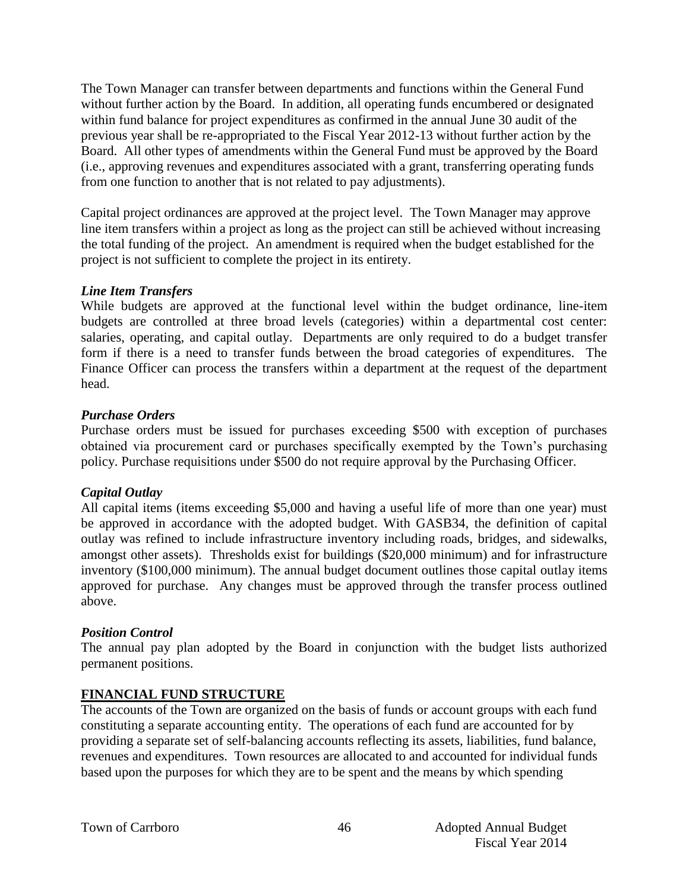The Town Manager can transfer between departments and functions within the General Fund without further action by the Board. In addition, all operating funds encumbered or designated within fund balance for project expenditures as confirmed in the annual June 30 audit of the previous year shall be re-appropriated to the Fiscal Year 2012-13 without further action by the Board. All other types of amendments within the General Fund must be approved by the Board (i.e., approving revenues and expenditures associated with a grant, transferring operating funds from one function to another that is not related to pay adjustments).

Capital project ordinances are approved at the project level. The Town Manager may approve line item transfers within a project as long as the project can still be achieved without increasing the total funding of the project. An amendment is required when the budget established for the project is not sufficient to complete the project in its entirety.

***Line Item Transfers***

While budgets are approved at the functional level within the budget ordinance, line-item budgets are controlled at three broad levels (categories) within a departmental cost center: salaries, operating, and capital outlay. Departments are only required to do a budget transfer form if there is a need to transfer funds between the broad categories of expenditures. The Finance Officer can process the transfers within a department at the request of the department head.

***Purchase Orders***

Purchase orders must be issued for purchases exceeding $500 with exception of purchases obtained via procurement card or purchases specifically exempted by the Town's purchasing policy. Purchase requisitions under $500 do not require approval by the Purchasing Officer.

***Capital Outlay***

All capital items (items exceeding $5,000 and having a useful life of more than one year) must be approved in accordance with the adopted budget. With GASB34, the definition of capital outlay was refined to include infrastructure inventory including roads, bridges, and sidewalks, amongst other assets). Thresholds exist for buildings ($20,000 minimum) and for infrastructure inventory ($100,000 minimum). The annual budget document outlines those capital outlay items approved for purchase. Any changes must be approved through the transfer process outlined above.

***Position Control***

The annual pay plan adopted by the Board in conjunction with the budget lists authorized permanent positions.

## FINANCIAL FUND STRUCTURE

The accounts of the Town are organized on the basis of funds or account groups with each fund constituting a separate accounting entity. The operations of each fund are accounted for by providing a separate set of self-balancing accounts reflecting its assets, liabilities, fund balance, revenues and expenditures. Town resources are allocated to and accounted for individual funds based upon the purposes for which they are to be spent and the means by which spending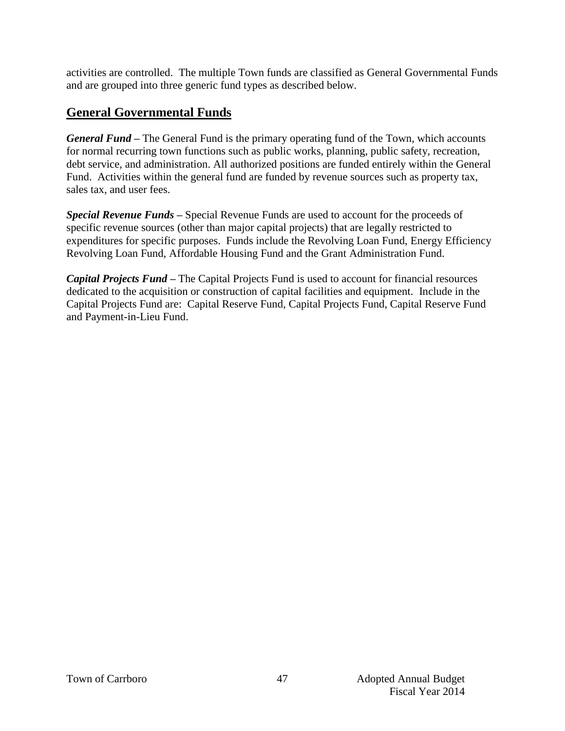activities are controlled. The multiple Town funds are classified as General Governmental Funds and are grouped into three generic fund types as described below.

## General Governmental Funds

***General Fund*** **–** The General Fund is the primary operating fund of the Town, which accounts for normal recurring town functions such as public works, planning, public safety, recreation, debt service, and administration. All authorized positions are funded entirely within the General Fund. Activities within the general fund are funded by revenue sources such as property tax, sales tax, and user fees.

***Special Revenue Funds*** **–** Special Revenue Funds are used to account for the proceeds of specific revenue sources (other than major capital projects) that are legally restricted to expenditures for specific purposes. Funds include the Revolving Loan Fund, Energy Efficiency Revolving Loan Fund, Affordable Housing Fund and the Grant Administration Fund.

***Capital Projects Fund*** **–** The Capital Projects Fund is used to account for financial resources dedicated to the acquisition or construction of capital facilities and equipment. Include in the Capital Projects Fund are: Capital Reserve Fund, Capital Projects Fund, Capital Reserve Fund and Payment-in-Lieu Fund.